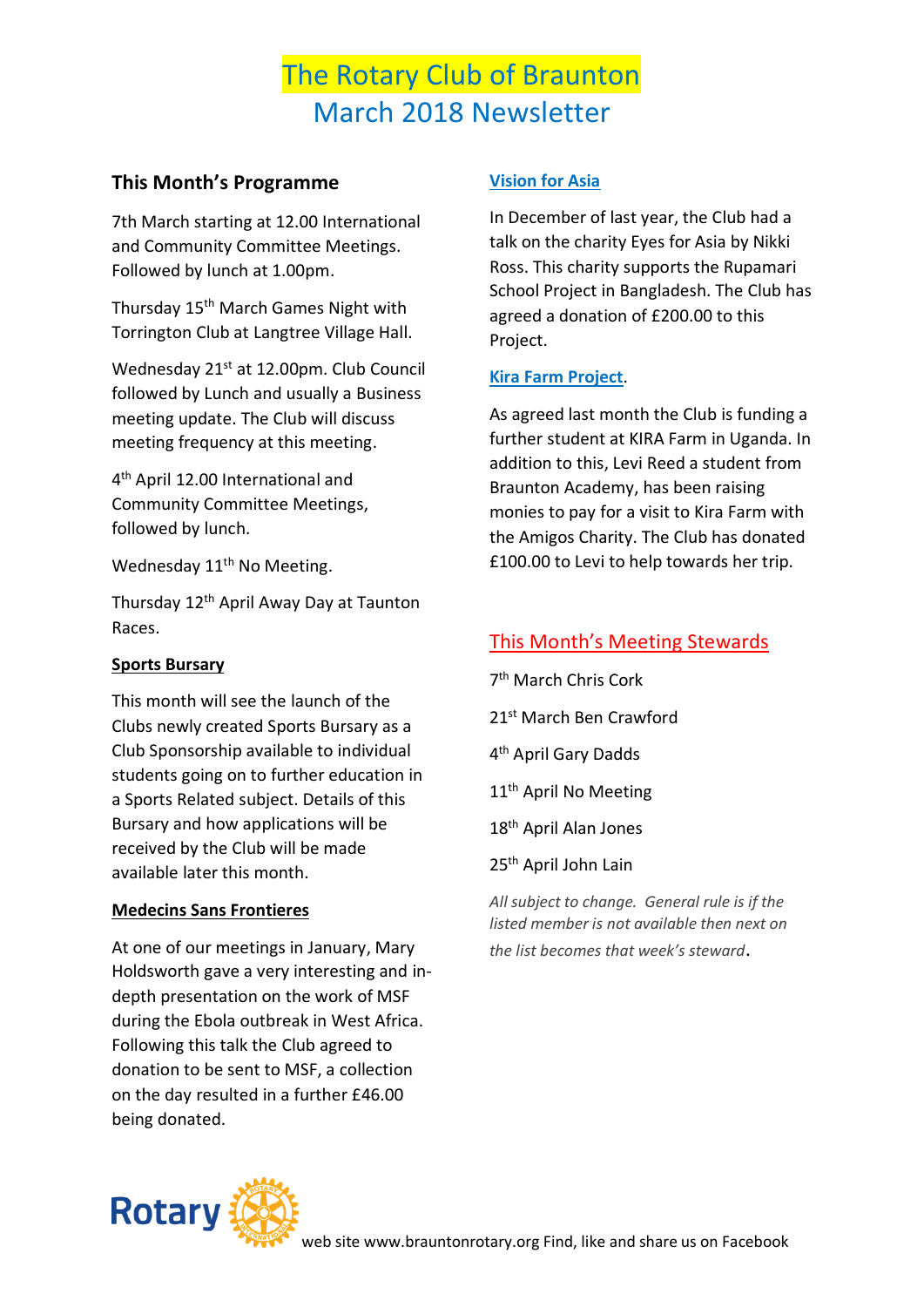# The Rotary Club of Braunton
## March 2018 Newsletter

### This Month's Programme

7th March starting at 12.00 International and Community Committee Meetings. Followed by lunch at 1.00pm.

Thursday 15th March Games Night with Torrington Club at Langtree Village Hall.

Wednesday 21st at 12.00pm. Club Council followed by Lunch and usually a Business meeting update. The Club will discuss meeting frequency at this meeting.

4th April 12.00 International and Community Committee Meetings, followed by lunch.

Wednesday 11th No Meeting.

Thursday 12th April Away Day at Taunton Races.

**Sports Bursary**

This month will see the launch of the Clubs newly created Sports Bursary as a Club Sponsorship available to individual students going on to further education in a Sports Related subject. Details of this Bursary and how applications will be received by the Club will be made available later this month.

**Medecins Sans Frontieres**

At one of our meetings in January, Mary Holdsworth gave a very interesting and in-depth presentation on the work of MSF during the Ebola outbreak in West Africa. Following this talk the Club agreed to donation to be sent to MSF, a collection on the day resulted in a further £46.00 being donated.

**Vision for Asia**

In December of last year, the Club had a talk on the charity Eyes for Asia by Nikki Ross. This charity supports the Rupamari School Project in Bangladesh. The Club has agreed a donation of £200.00 to this Project.

**Kira Farm Project**.

As agreed last month the Club is funding a further student at KIRA Farm in Uganda. In addition to this, Levi Reed a student from Braunton Academy, has been raising monies to pay for a visit to Kira Farm with the Amigos Charity. The Club has donated £100.00 to Levi to help towards her trip.

### This Month's Meeting Stewards

7th March Chris Cork

21st March Ben Crawford

4th April Gary Dadds

11th April No Meeting

18th April Alan Jones

25th April John Lain

*All subject to change. General rule is if the listed member is not available then next on the list becomes that week's steward*.

web site www.brauntonrotary.org Find, like and share us on Facebook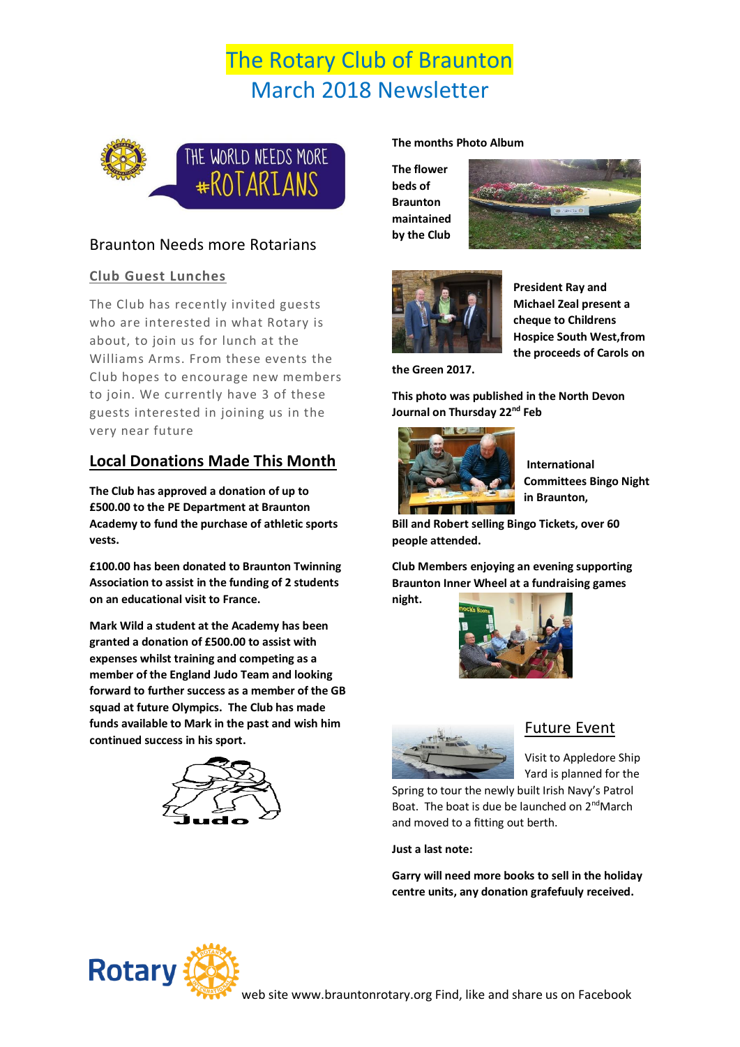# The Rotary Club of Braunton
# March 2018 Newsletter

## Braunton Needs more Rotarians

### Club Guest Lunches

The Club has recently invited guests who are interested in what Rotary is about, to join us for lunch at the Williams Arms. From these events the Club hopes to encourage new members to join. We currently have 3 of these guests interested in joining us in the very near future

## Local Donations Made This Month

**The Club has approved a donation of up to £500.00 to the PE Department at Braunton Academy to fund the purchase of athletic sports vests.**

**£100.00 has been donated to Braunton Twinning Association to assist in the funding of 2 students on an educational visit to France.**

**Mark Wild a student at the Academy has been granted a donation of £500.00 to assist with expenses whilst training and competing as a member of the England Judo Team and looking forward to further success as a member of the GB squad at future Olympics. The Club has made funds available to Mark in the past and wish him continued success in his sport.**

**The months Photo Album**

**The flower beds of Braunton maintained by the Club**

**President Ray and Michael Zeal present a cheque to Childrens Hospice South West,from the proceeds of Carols on the Green 2017.**

**This photo was published in the North Devon Journal on Thursday 22nd Feb**

**International Committees Bingo Night in Braunton,**

**Bill and Robert selling Bingo Tickets, over 60 people attended.**

**Club Members enjoying an evening supporting Braunton Inner Wheel at a fundraising games night.**

## Future Event

Visit to Appledore Ship Yard is planned for the Spring to tour the newly built Irish Navy's Patrol Boat. The boat is due be launched on 2nd March and moved to a fitting out berth.

**Just a last note:**

**Garry will need more books to sell in the holiday centre units, any donation grafefuuly received.**

web site www.brauntonrotary.org Find, like and share us on Facebook